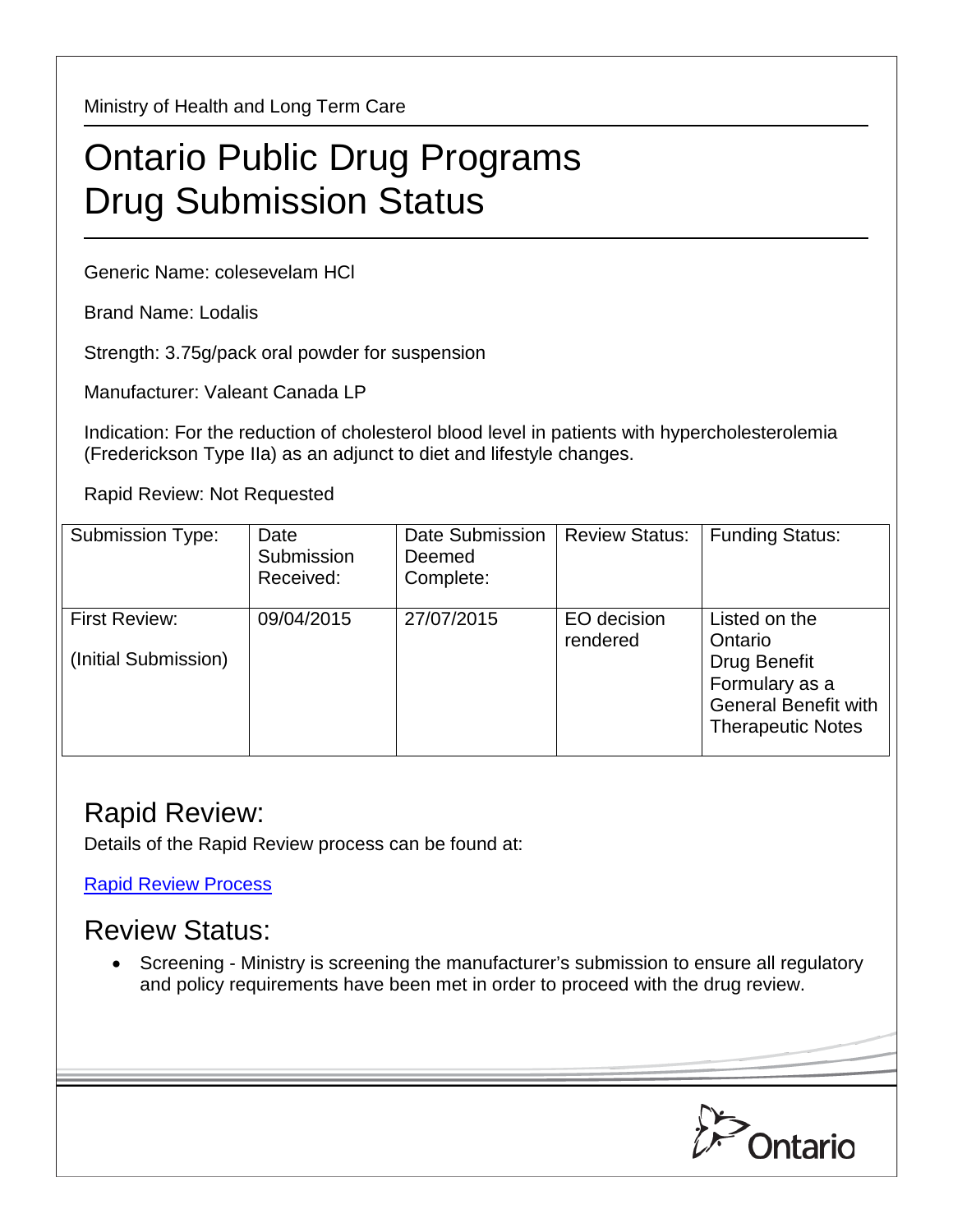Ministry of Health and Long Term Care

# Ontario Public Drug Programs Drug Submission Status

Generic Name: colesevelam HCl

Brand Name: Lodalis

Strength: 3.75g/pack oral powder for suspension

Manufacturer: Valeant Canada LP

Indication: For the reduction of cholesterol blood level in patients with hypercholesterolemia (Frederickson Type IIa) as an adjunct to diet and lifestyle changes.

Rapid Review: Not Requested

| Submission Type: | Date Submission Received: | Date Submission Deemed Complete: | Review Status: | Funding Status: |
|---|---|---|---|---|
| First Review: (Initial Submission) | 09/04/2015 | 27/07/2015 | EO decision rendered | Listed on the Ontario Drug Benefit Formulary as a General Benefit with Therapeutic Notes |

## Rapid Review:

Details of the Rapid Review process can be found at:

[Rapid Review Process]

## Review Status:

- Screening - Ministry is screening the manufacturer's submission to ensure all regulatory and policy requirements have been met in order to proceed with the drug review.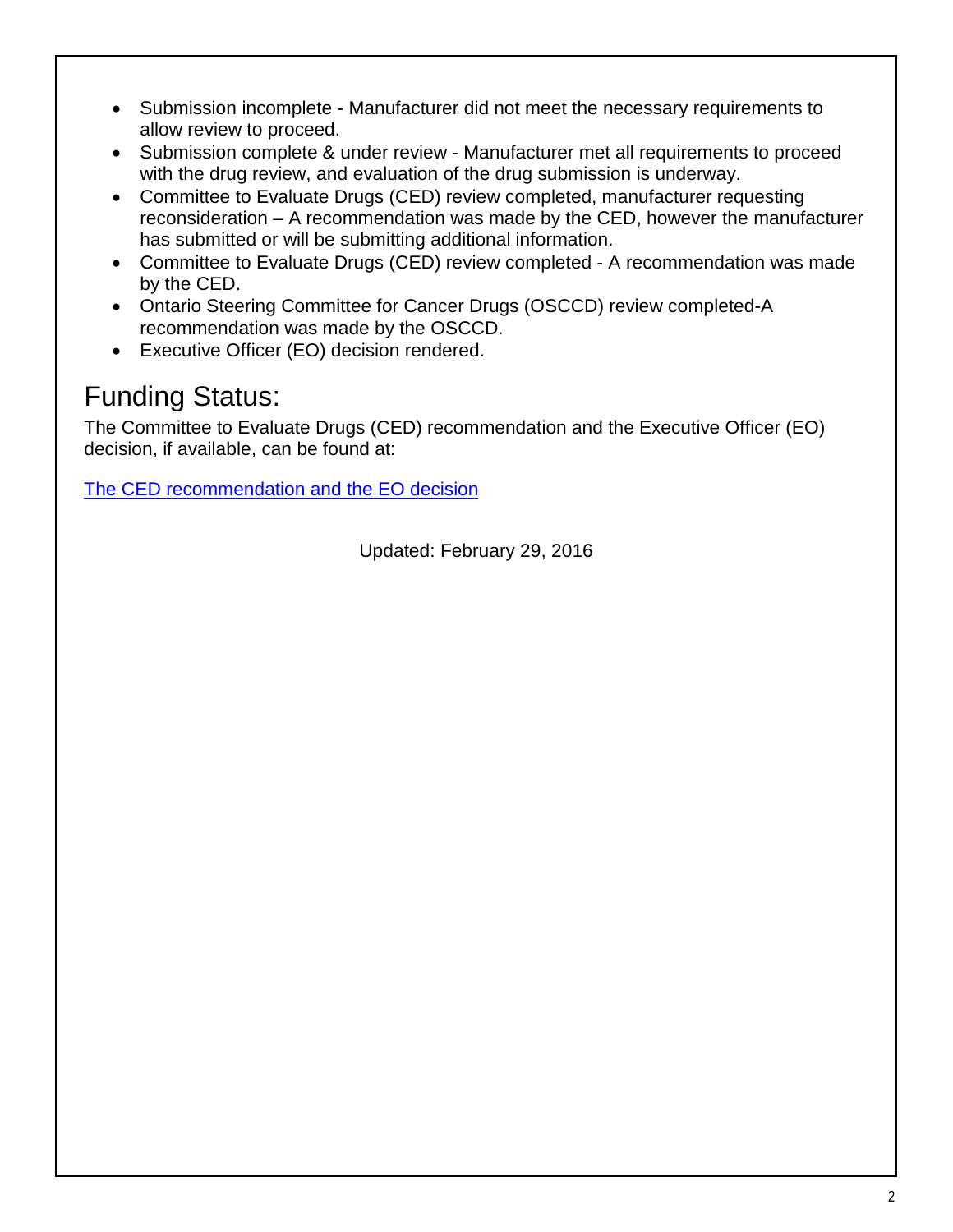- Submission incomplete - Manufacturer did not meet the necessary requirements to allow review to proceed.
- Submission complete & under review - Manufacturer met all requirements to proceed with the drug review, and evaluation of the drug submission is underway.
- Committee to Evaluate Drugs (CED) review completed, manufacturer requesting reconsideration – A recommendation was made by the CED, however the manufacturer has submitted or will be submitting additional information.
- Committee to Evaluate Drugs (CED) review completed - A recommendation was made by the CED.
- Ontario Steering Committee for Cancer Drugs (OSCCD) review completed-A recommendation was made by the OSCCD.
- Executive Officer (EO) decision rendered.

## Funding Status:

The Committee to Evaluate Drugs (CED) recommendation and the Executive Officer (EO) decision, if available, can be found at:

The CED recommendation and the EO decision

Updated: February 29, 2016